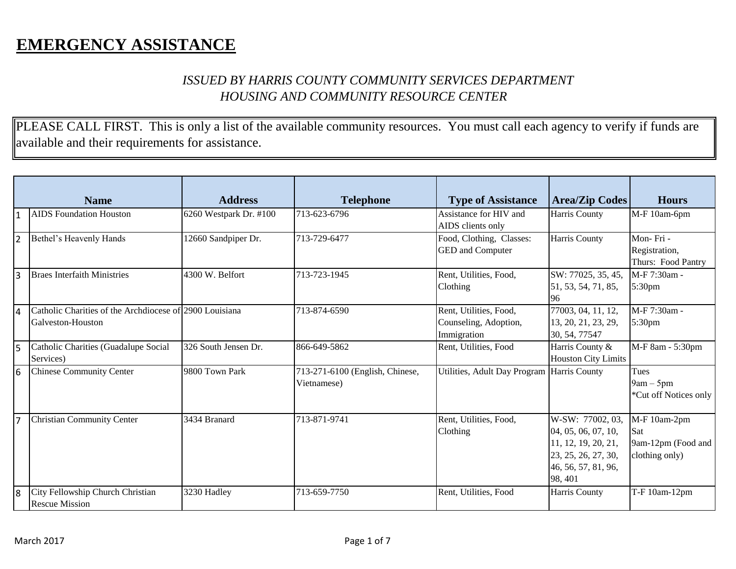# EMERGENCY ASSISTANCE

*ISSUED BY HARRIS COUNTY COMMUNITY SERVICES DEPARTMENT*
*HOUSING AND COMMUNITY RESOURCE CENTER*

PLEASE CALL FIRST. This is only a list of the available community resources. You must call each agency to verify if funds are available and their requirements for assistance.

| | Name | Address | Telephone | Type of Assistance | Area/Zip Codes | Hours |
|---|---|---|---|---|---|---|
| 1 | AIDS Foundation Houston | 6260 Westpark Dr. #100 | 713-623-6796 | Assistance for HIV and AIDS clients only | Harris County | M-F 10am-6pm |
| 2 | Bethel's Heavenly Hands | 12660 Sandpiper Dr. | 713-729-6477 | Food, Clothing, Classes: GED and Computer | Harris County | Mon- Fri - Registration, Thurs: Food Pantry |
| 3 | Braes Interfaith Ministries | 4300 W. Belfort | 713-723-1945 | Rent, Utilities, Food, Clothing | SW: 77025, 35, 45, 51, 53, 54, 71, 85, 96 | M-F 7:30am - 5:30pm |
| 4 | Catholic Charities of the Archdiocese of Galveston-Houston | 2900 Louisiana | 713-874-6590 | Rent, Utilities, Food, Counseling, Adoption, Immigration | 77003, 04, 11, 12, 13, 20, 21, 23, 29, 30, 54, 77547 | M-F 7:30am - 5:30pm |
| 5 | Catholic Charities (Guadalupe Social Services) | 326 South Jensen Dr. | 866-649-5862 | Rent, Utilities, Food | Harris County & Houston City Limits | M-F 8am - 5:30pm |
| 6 | Chinese Community Center | 9800 Town Park | 713-271-6100 (English, Chinese, Vietnamese) | Utilities, Adult Day Program | Harris County | Tues 9am – 5pm *Cut off Notices only |
| 7 | Christian Community Center | 3434 Branard | 713-871-9741 | Rent, Utilities, Food, Clothing | W-SW: 77002, 03, 04, 05, 06, 07, 10, 11, 12, 19, 20, 21, 23, 25, 26, 27, 30, 46, 56, 57, 81, 96, 98, 401 | M-F 10am-2pm Sat 9am-12pm (Food and clothing only) |
| 8 | City Fellowship Church Christian Rescue Mission | 3230 Hadley | 713-659-7750 | Rent, Utilities, Food | Harris County | T-F 10am-12pm |

March 2017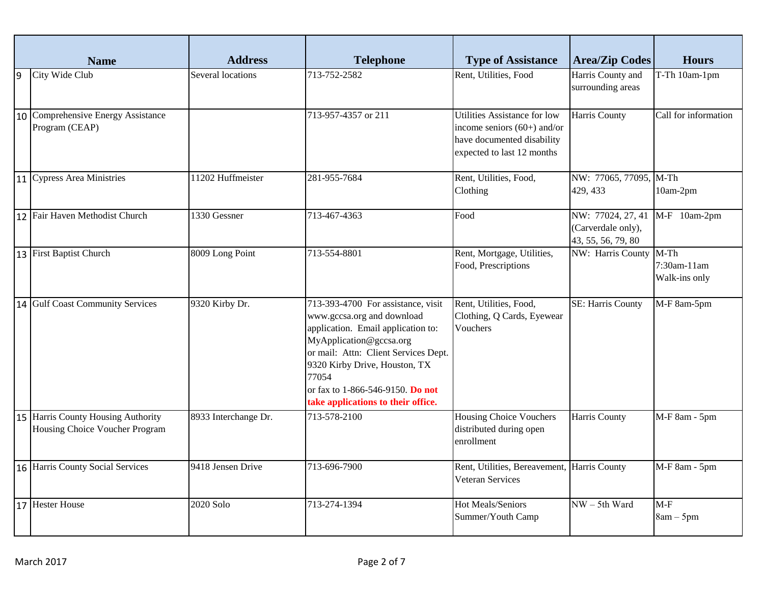| | Name | Address | Telephone | Type of Assistance | Area/Zip Codes | Hours |
|---|---|---|---|---|---|---|
| 9 | City Wide Club | Several locations | 713-752-2582 | Rent, Utilities, Food | Harris County and surrounding areas | T-Th 10am-1pm |
| 10 | Comprehensive Energy Assistance Program (CEAP) | | 713-957-4357 or 211 | Utilities Assistance for low income seniors (60+) and/or have documented disability expected to last 12 months | Harris County | Call for information |
| 11 | Cypress Area Ministries | 11202 Huffmeister | 281-955-7684 | Rent, Utilities, Food, Clothing | NW: 77065, 77095, 429, 433 | M-Th 10am-2pm |
| 12 | Fair Haven Methodist Church | 1330 Gessner | 713-467-4363 | Food | NW: 77024, 27, 41 (Carverdale only), 43, 55, 56, 79, 80 | M-F 10am-2pm |
| 13 | First Baptist Church | 8009 Long Point | 713-554-8801 | Rent, Mortgage, Utilities, Food, Prescriptions | NW: Harris County | M-Th 7:30am-11am Walk-ins only |
| 14 | Gulf Coast Community Services | 9320 Kirby Dr. | 713-393-4700 For assistance, visit www.gccsa.org and download application. Email application to: MyApplication@gccsa.org or mail: Attn: Client Services Dept. 9320 Kirby Drive, Houston, TX 77054 or fax to 1-866-546-9150. **Do not take applications to their office.** | Rent, Utilities, Food, Clothing, Q Cards, Eyewear Vouchers | SE: Harris County | M-F 8am-5pm |
| 15 | Harris County Housing Authority Housing Choice Voucher Program | 8933 Interchange Dr. | 713-578-2100 | Housing Choice Vouchers distributed during open enrollment | Harris County | M-F 8am - 5pm |
| 16 | Harris County Social Services | 9418 Jensen Drive | 713-696-7900 | Rent, Utilities, Bereavement, Veteran Services | Harris County | M-F 8am - 5pm |
| 17 | Hester House | 2020 Solo | 713-274-1394 | Hot Meals/Seniors Summer/Youth Camp | NW – 5th Ward | M-F 8am – 5pm |

March 2017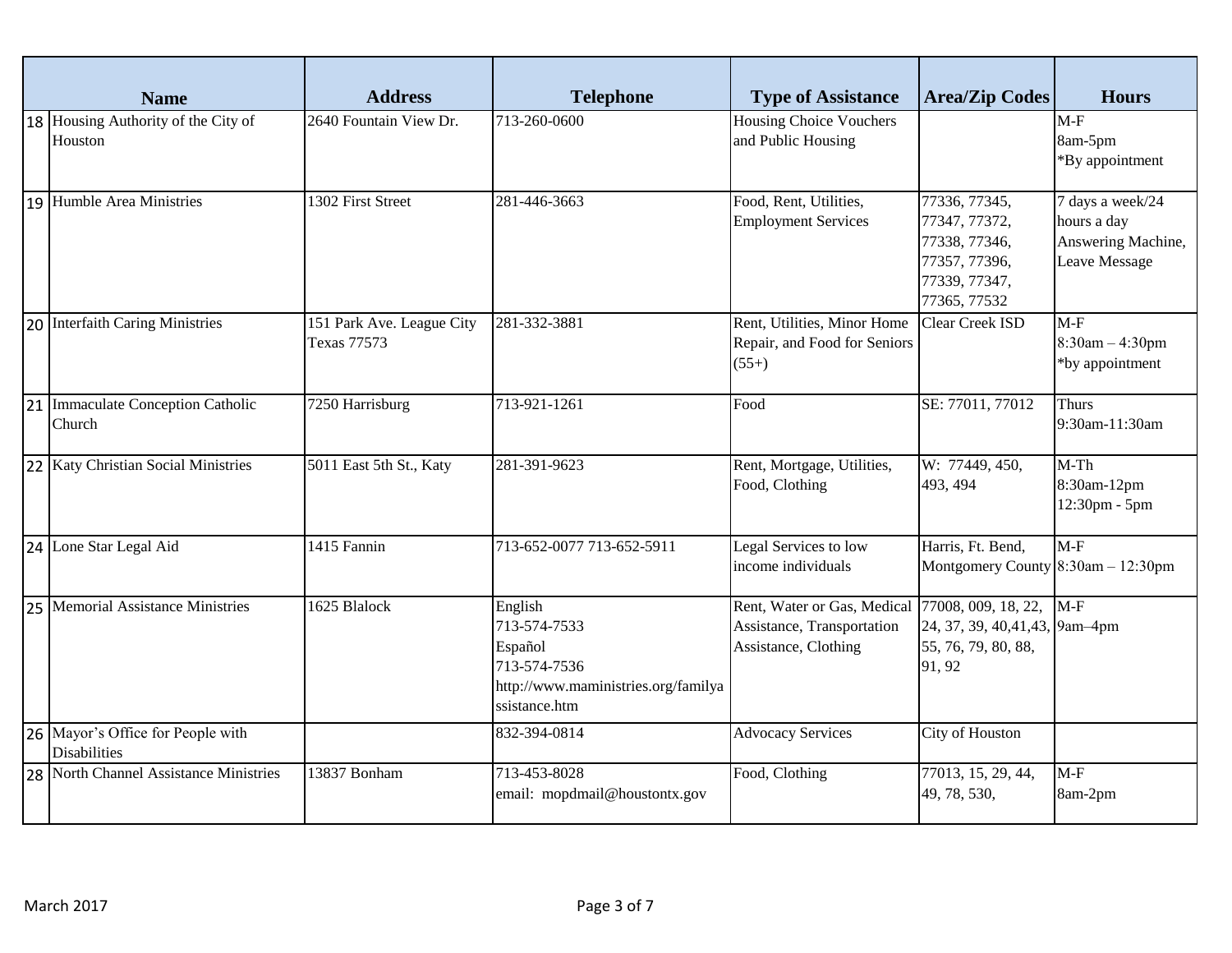| | Name | Address | Telephone | Type of Assistance | Area/Zip Codes | Hours |
|---|---|---|---|---|---|---|
| 18 | Housing Authority of the City of Houston | 2640 Fountain View Dr. | 713-260-0600 | Housing Choice Vouchers and Public Housing | | M-F 8am-5pm *By appointment |
| 19 | Humble Area Ministries | 1302 First Street | 281-446-3663 | Food, Rent, Utilities, Employment Services | 77336, 77345, 77347, 77372, 77338, 77346, 77357, 77396, 77339, 77347, 77365, 77532 | 7 days a week/24 hours a day Answering Machine, Leave Message |
| 20 | Interfaith Caring Ministries | 151 Park Ave. League City Texas 77573 | 281-332-3881 | Rent, Utilities, Minor Home Repair, and Food for Seniors (55+) | Clear Creek ISD | M-F 8:30am – 4:30pm *by appointment |
| 21 | Immaculate Conception Catholic Church | 7250 Harrisburg | 713-921-1261 | Food | SE: 77011, 77012 | Thurs 9:30am-11:30am |
| 22 | Katy Christian Social Ministries | 5011 East 5th St., Katy | 281-391-9623 | Rent, Mortgage, Utilities, Food, Clothing | W: 77449, 450, 493, 494 | M-Th 8:30am-12pm 12:30pm - 5pm |
| 24 | Lone Star Legal Aid | 1415 Fannin | 713-652-0077 713-652-5911 | Legal Services to low income individuals | Harris, Ft. Bend, Montgomery County | M-F 8:30am – 12:30pm |
| 25 | Memorial Assistance Ministries | 1625 Blalock | English 713-574-7533 Español 713-574-7536 http://www.maministries.org/familyassistance.htm | Rent, Water or Gas, Medical Assistance, Transportation Assistance, Clothing | 77008, 009, 18, 22, 24, 37, 39, 40,41,43, 55, 76, 79, 80, 88, 91, 92 | M-F 9am–4pm |
| 26 | Mayor's Office for People with Disabilities | | 832-394-0814 | Advocacy Services | City of Houston | |
| 28 | North Channel Assistance Ministries | 13837 Bonham | 713-453-8028 email: mopdmail@houstontx.gov | Food, Clothing | 77013, 15, 29, 44, 49, 78, 530, | M-F 8am-2pm |

March 2017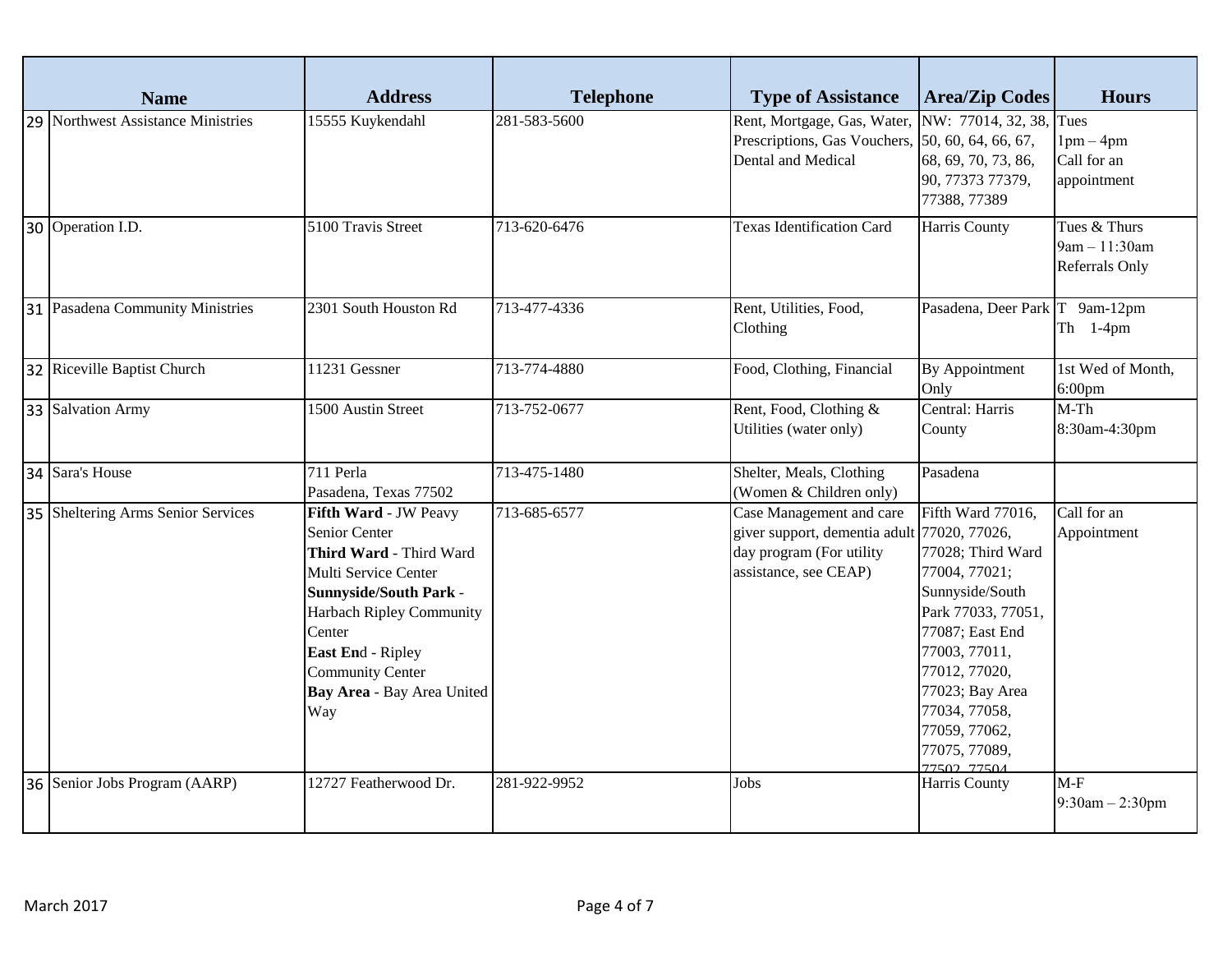| | Name | Address | Telephone | Type of Assistance | Area/Zip Codes | Hours |
|---|---|---|---|---|---|---|
| 29 | Northwest Assistance Ministries | 15555 Kuykendahl | 281-583-5600 | Rent, Mortgage, Gas, Water, Prescriptions, Gas Vouchers, Dental and Medical | NW: 77014, 32, 38, 50, 60, 64, 66, 67, 68, 69, 70, 73, 86, 90, 77373 77379, 77388, 77389 | Tues 1pm – 4pm Call for an appointment |
| 30 | Operation I.D. | 5100 Travis Street | 713-620-6476 | Texas Identification Card | Harris County | Tues & Thurs 9am – 11:30am Referrals Only |
| 31 | Pasadena Community Ministries | 2301 South Houston Rd | 713-477-4336 | Rent, Utilities, Food, Clothing | Pasadena, Deer Park | T 9am-12pm Th 1-4pm |
| 32 | Riceville Baptist Church | 11231 Gessner | 713-774-4880 | Food, Clothing, Financial | By Appointment Only | 1st Wed of Month, 6:00pm |
| 33 | Salvation Army | 1500 Austin Street | 713-752-0677 | Rent, Food, Clothing & Utilities (water only) | Central: Harris County | M-Th 8:30am-4:30pm |
| 34 | Sara's House | 711 Perla Pasadena, Texas 77502 | 713-475-1480 | Shelter, Meals, Clothing (Women & Children only) | Pasadena | |
| 35 | Sheltering Arms Senior Services | **Fifth Ward** - JW Peavy Senior Center **Third Ward** - Third Ward Multi Service Center **Sunnyside/South Park** - Harbach Ripley Community Center **East End** - Ripley Community Center **Bay Area** - Bay Area United Way | 713-685-6577 | Case Management and care giver support, dementia adult day program (For utility assistance, see CEAP) | Fifth Ward 77016, 77020, 77026, 77028; Third Ward 77004, 77021; Sunnyside/South Park 77033, 77051, 77087; East End 77003, 77011, 77012, 77020, 77023; Bay Area 77034, 77058, 77059, 77062, 77075, 77089, 77502, 77504 | Call for an Appointment |
| 36 | Senior Jobs Program (AARP) | 12727 Featherwood Dr. | 281-922-9952 | Jobs | Harris County | M-F 9:30am – 2:30pm |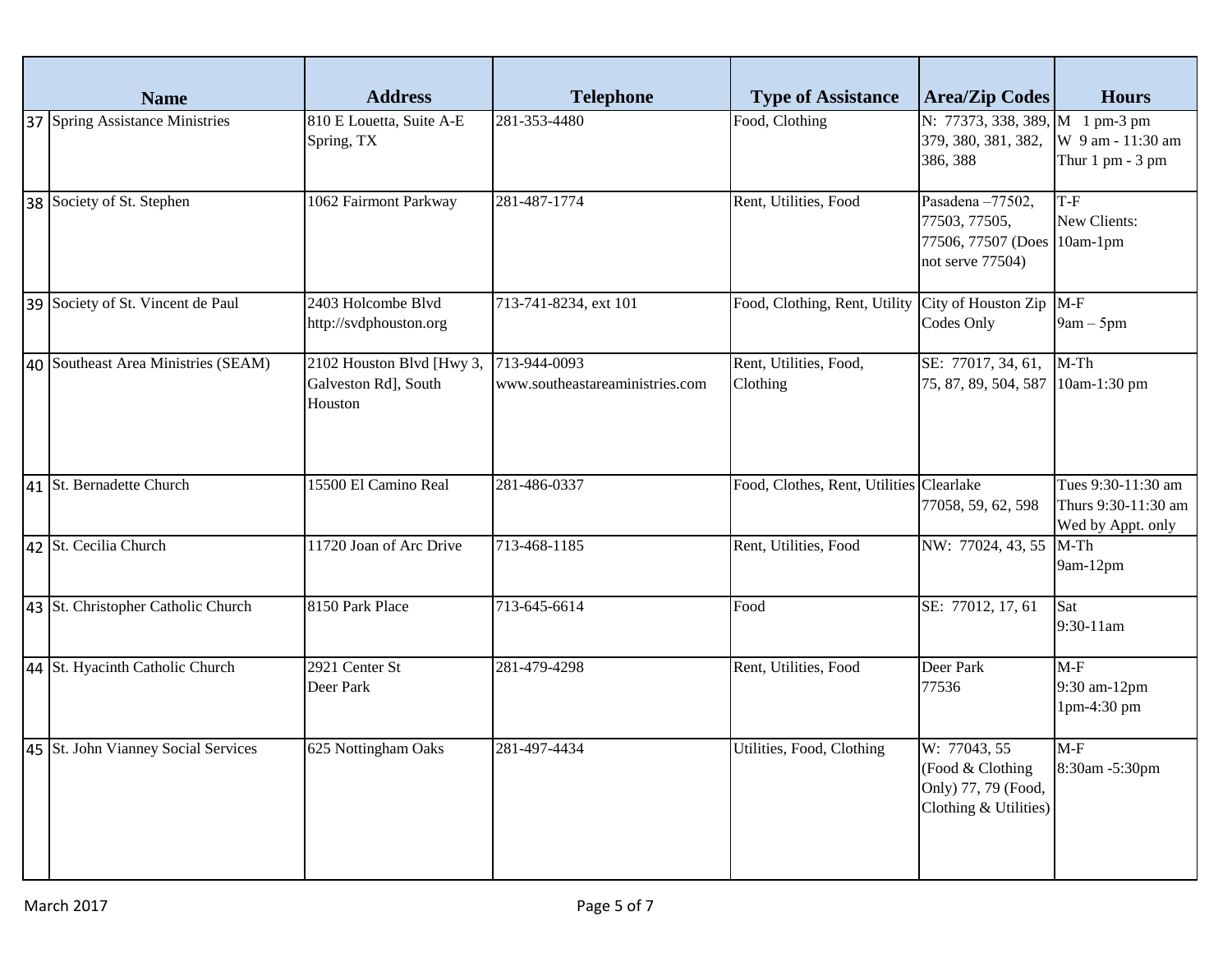| | Name | Address | Telephone | Type of Assistance | Area/Zip Codes | Hours |
|---|---|---|---|---|---|---|
| 37 | Spring Assistance Ministries | 810 E Louetta, Suite A-E Spring, TX | 281-353-4480 | Food, Clothing | N: 77373, 338, 389, 379, 380, 381, 382, 386, 388 | M 1 pm-3 pm W 9 am - 11:30 am Thur 1 pm - 3 pm |
| 38 | Society of St. Stephen | 1062 Fairmont Parkway | 281-487-1774 | Rent, Utilities, Food | Pasadena –77502, 77503, 77505, 77506, 77507 (Does not serve 77504) | T-F New Clients: 10am-1pm |
| 39 | Society of St. Vincent de Paul | 2403 Holcombe Blvd http://svdphouston.org | 713-741-8234, ext 101 | Food, Clothing, Rent, Utility | City of Houston Zip Codes Only | M-F 9am – 5pm |
| 40 | Southeast Area Ministries (SEAM) | 2102 Houston Blvd [Hwy 3, Galveston Rd], South Houston | 713-944-0093 www.southeastareaministries.com | Rent, Utilities, Food, Clothing | SE: 77017, 34, 61, 75, 87, 89, 504, 587 | M-Th 10am-1:30 pm |
| 41 | St. Bernadette Church | 15500 El Camino Real | 281-486-0337 | Food, Clothes, Rent, Utilities | Clearlake 77058, 59, 62, 598 | Tues 9:30-11:30 am Thurs 9:30-11:30 am Wed by Appt. only |
| 42 | St. Cecilia Church | 11720 Joan of Arc Drive | 713-468-1185 | Rent, Utilities, Food | NW: 77024, 43, 55 | M-Th 9am-12pm |
| 43 | St. Christopher Catholic Church | 8150 Park Place | 713-645-6614 | Food | SE: 77012, 17, 61 | Sat 9:30-11am |
| 44 | St. Hyacinth Catholic Church | 2921 Center St Deer Park | 281-479-4298 | Rent, Utilities, Food | Deer Park 77536 | M-F 9:30 am-12pm 1pm-4:30 pm |
| 45 | St. John Vianney Social Services | 625 Nottingham Oaks | 281-497-4434 | Utilities, Food, Clothing | W: 77043, 55 (Food & Clothing Only) 77, 79 (Food, Clothing & Utilities) | M-F 8:30am -5:30pm |

March 2017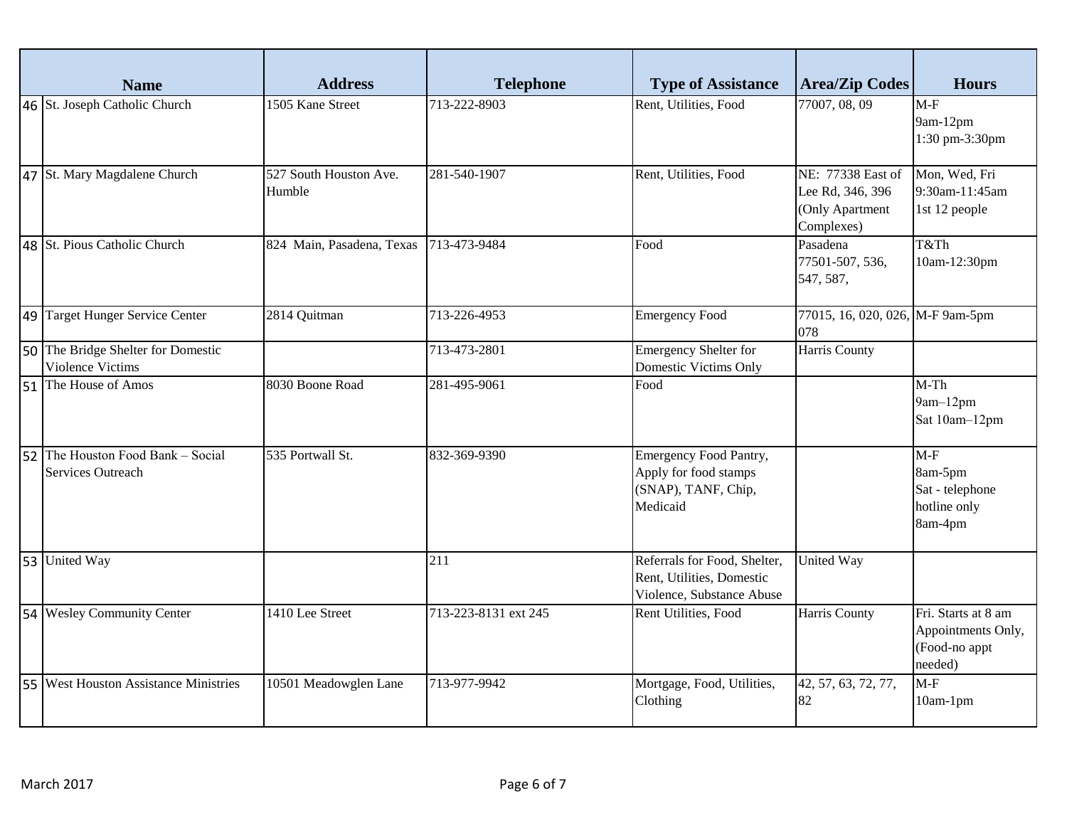| | Name | Address | Telephone | Type of Assistance | Area/Zip Codes | Hours |
|---|---|---|---|---|---|---|
| 46 | St. Joseph Catholic Church | 1505 Kane Street | 713-222-8903 | Rent, Utilities, Food | 77007, 08, 09 | M-F 9am-12pm 1:30 pm-3:30pm |
| 47 | St. Mary Magdalene Church | 527 South Houston Ave. Humble | 281-540-1907 | Rent, Utilities, Food | NE: 77338 East of Lee Rd, 346, 396 (Only Apartment Complexes) | Mon, Wed, Fri 9:30am-11:45am 1st 12 people |
| 48 | St. Pious Catholic Church | 824 Main, Pasadena, Texas | 713-473-9484 | Food | Pasadena 77501-507, 536, 547, 587, | T&Th 10am-12:30pm |
| 49 | Target Hunger Service Center | 2814 Quitman | 713-226-4953 | Emergency Food | 77015, 16, 020, 026, 078 | M-F 9am-5pm |
| 50 | The Bridge Shelter for Domestic Violence Victims | | 713-473-2801 | Emergency Shelter for Domestic Victims Only | Harris County | |
| 51 | The House of Amos | 8030 Boone Road | 281-495-9061 | Food | | M-Th 9am–12pm Sat 10am–12pm |
| 52 | The Houston Food Bank – Social Services Outreach | 535 Portwall St. | 832-369-9390 | Emergency Food Pantry, Apply for food stamps (SNAP), TANF, Chip, Medicaid | | M-F 8am-5pm Sat - telephone hotline only 8am-4pm |
| 53 | United Way | | 211 | Referrals for Food, Shelter, Rent, Utilities, Domestic Violence, Substance Abuse | United Way | |
| 54 | Wesley Community Center | 1410 Lee Street | 713-223-8131 ext 245 | Rent Utilities, Food | Harris County | Fri. Starts at 8 am Appointments Only, (Food-no appt needed) |
| 55 | West Houston Assistance Ministries | 10501 Meadowglen Lane | 713-977-9942 | Mortgage, Food, Utilities, Clothing | 42, 57, 63, 72, 77, 82 | M-F 10am-1pm |

March 2017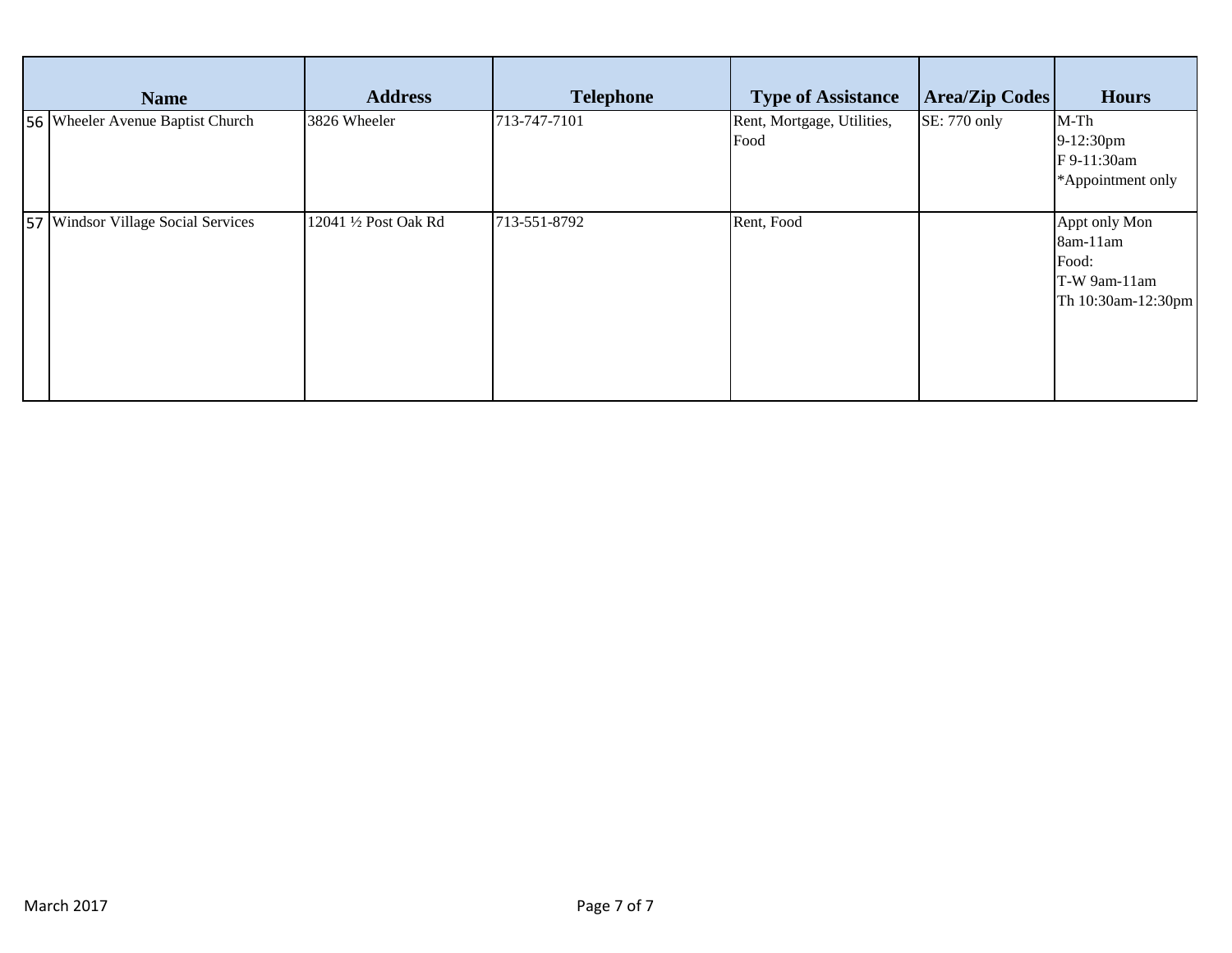| | Name | Address | Telephone | Type of Assistance | Area/Zip Codes | Hours |
|---|---|---|---|---|---|---|
| 56 | Wheeler Avenue Baptist Church | 3826 Wheeler | 713-747-7101 | Rent, Mortgage, Utilities, Food | SE: 770 only | M-Th 9-12:30pm F 9-11:30am *Appointment only |
| 57 | Windsor Village Social Services | 12041 ½ Post Oak Rd | 713-551-8792 | Rent, Food | | Appt only Mon 8am-11am Food: T-W 9am-11am Th 10:30am-12:30pm |

March 2017